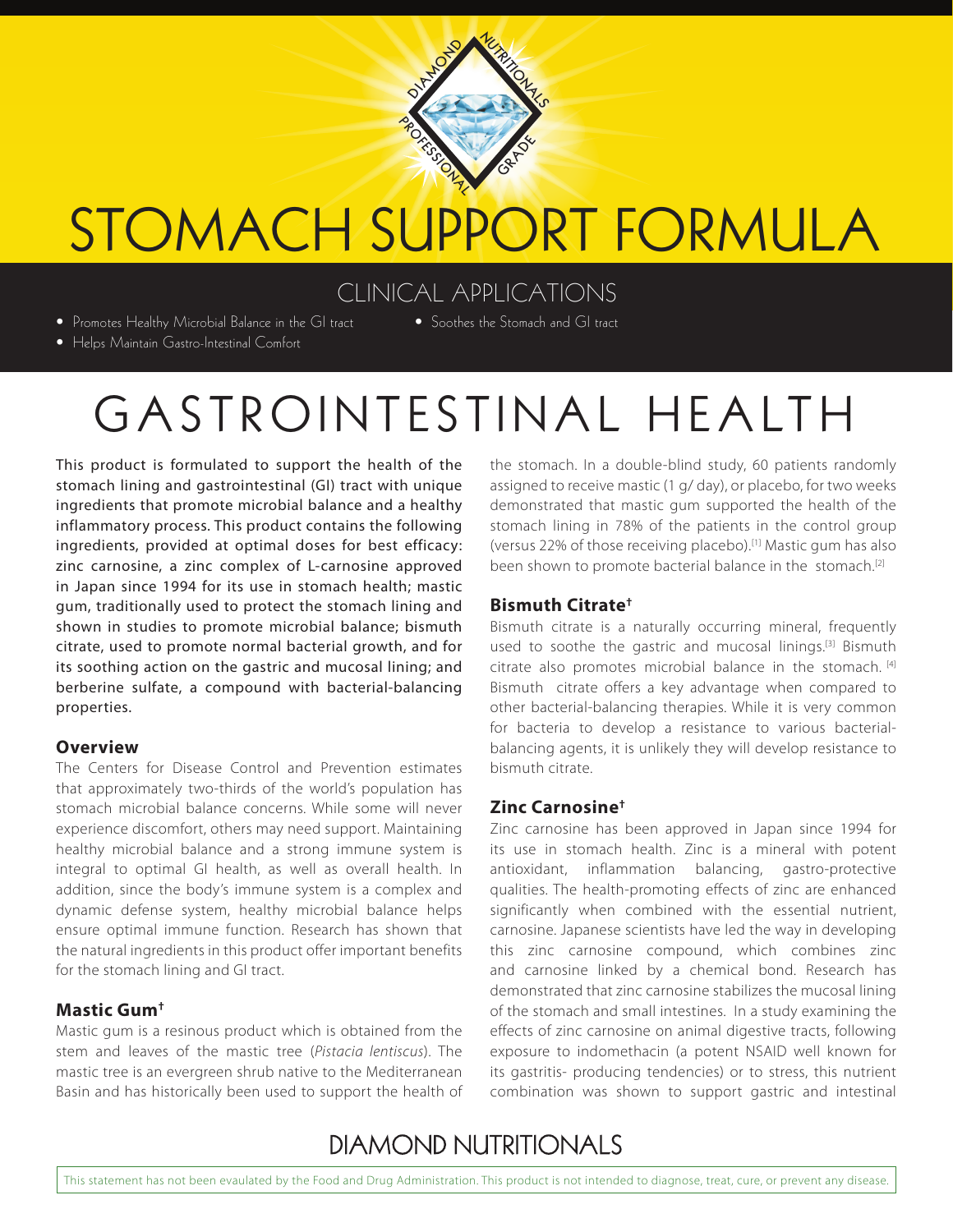# STOMACH SUPPORT FORMULA

## CLINICAL APPLICATIONS

- Promotes Healthy Microbial Balance in the GI tract
- Helps Maintain Gastro-Intestinal Comfort
- Soothes the Stomach and GI tract

# GASTROINTESTINAL HEALTH

This product is formulated to support the health of the stomach lining and gastrointestinal (GI) tract with unique ingredients that promote microbial balance and a healthy inflammatory process. This product contains the following ingredients, provided at optimal doses for best efficacy: zinc carnosine, a zinc complex of L-carnosine approved in Japan since 1994 for its use in stomach health; mastic gum, traditionally used to protect the stomach lining and shown in studies to promote microbial balance; bismuth citrate, used to promote normal bacterial growth, and for its soothing action on the gastric and mucosal lining; and berberine sulfate, a compound with bacterial-balancing properties.

### Overview

The Centers for Disease Control and Prevention estimates that approximately two-thirds of the world's population has stomach microbial balance concerns. While some will never experience discomfort, others may need support. Maintaining healthy microbial balance and a strong immune system is integral to optimal GI health, as well as overall health. In addition, since the body's immune system is a complex and dynamic defense system, healthy microbial balance helps ensure optimal immune function. Research has shown that the natural ingredients in this product offer important benefits for the stomach lining and GI tract.

### Mastic Gum†

Mastic gum is a resinous product which is obtained from the stem and leaves of the mastic tree (*Pistacia lentiscus*). The mastic tree is an evergreen shrub native to the Mediterranean Basin and has historically been used to support the health of the stomach. In a double-blind study, 60 patients randomly assigned to receive mastic (1 g/ day), or placebo, for two weeks demonstrated that mastic gum supported the health of the stomach lining in 78% of the patients in the control group (versus 22% of those receiving placebo).[1] Mastic gum has also been shown to promote bacterial balance in the stomach.[2]

### Bismuth Citrate†

Bismuth citrate is a naturally occurring mineral, frequently used to soothe the gastric and mucosal linings.[3] Bismuth citrate also promotes microbial balance in the stomach. [4] Bismuth citrate offers a key advantage when compared to other bacterial-balancing therapies. While it is very common for bacteria to develop a resistance to various bacterial-balancing agents, it is unlikely they will develop resistance to bismuth citrate.

### Zinc Carnosine†

Zinc carnosine has been approved in Japan since 1994 for its use in stomach health. Zinc is a mineral with potent antioxidant, inflammation balancing, gastro-protective qualities. The health-promoting effects of zinc are enhanced significantly when combined with the essential nutrient, carnosine. Japanese scientists have led the way in developing this zinc carnosine compound, which combines zinc and carnosine linked by a chemical bond. Research has demonstrated that zinc carnosine stabilizes the mucosal lining of the stomach and small intestines. In a study examining the effects of zinc carnosine on animal digestive tracts, following exposure to indomethacin (a potent NSAID well known for its gastritis- producing tendencies) or to stress, this nutrient combination was shown to support gastric and intestinal

This statement has not been evaulated by the Food and Drug Administration. This product is not intended to diagnose, treat, cure, or prevent any disease.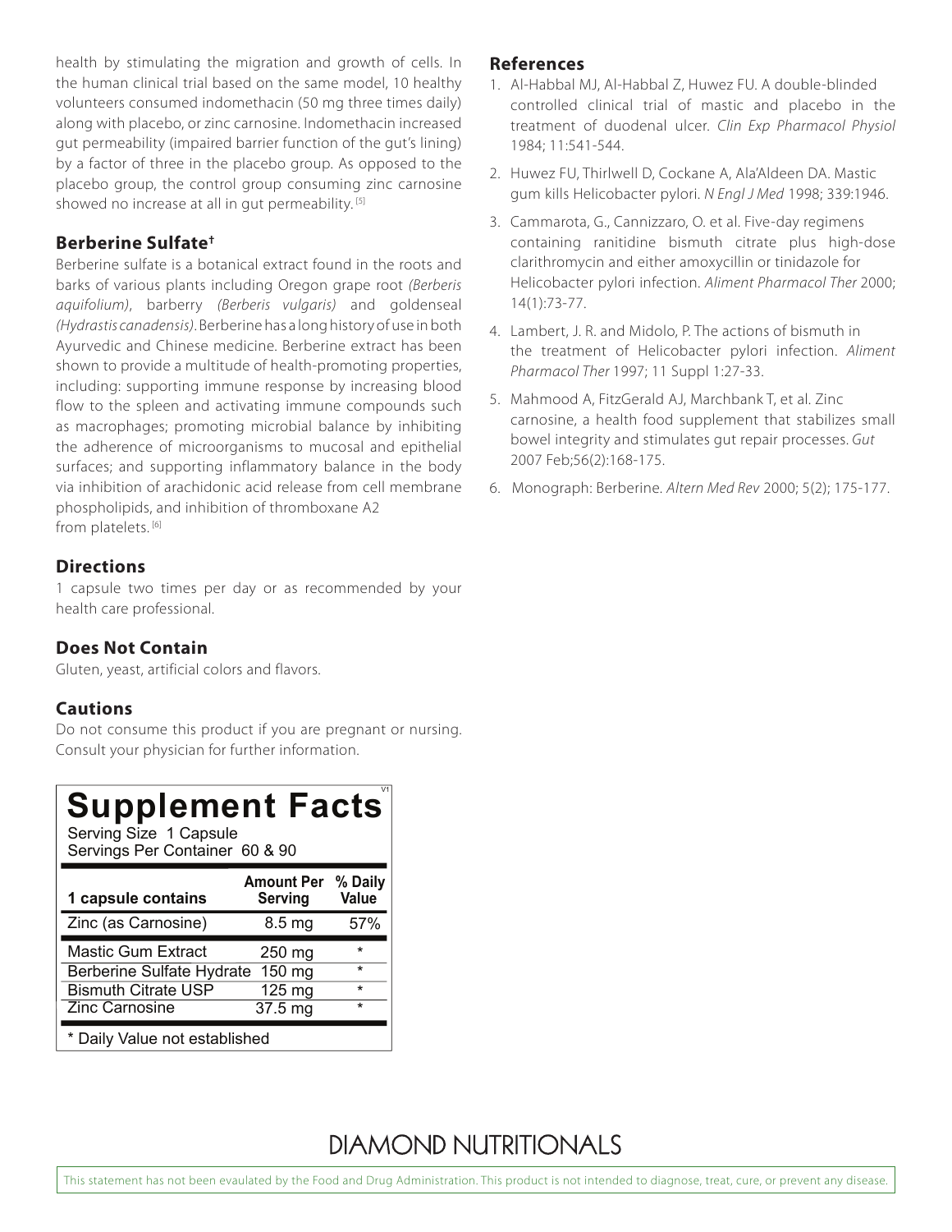health by stimulating the migration and growth of cells. In the human clinical trial based on the same model, 10 healthy volunteers consumed indomethacin (50 mg three times daily) along with placebo, or zinc carnosine. Indomethacin increased gut permeability (impaired barrier function of the gut's lining) by a factor of three in the placebo group. As opposed to the placebo group, the control group consuming zinc carnosine showed no increase at all in gut permeability.[5]

### Berberine Sulfate†

Berberine sulfate is a botanical extract found in the roots and barks of various plants including Oregon grape root *(Berberis aquifolium)*, barberry *(Berberis vulgaris)* and goldenseal *(Hydrastis canadensis)*. Berberine has a long history of use in both Ayurvedic and Chinese medicine. Berberine extract has been shown to provide a multitude of health-promoting properties, including: supporting immune response by increasing blood flow to the spleen and activating immune compounds such as macrophages; promoting microbial balance by inhibiting the adherence of microorganisms to mucosal and epithelial surfaces; and supporting inflammatory balance in the body via inhibition of arachidonic acid release from cell membrane phospholipids, and inhibition of thromboxane A2 from platelets.[6]

### Directions

1 capsule two times per day or as recommended by your health care professional.

### Does Not Contain

Gluten, yeast, artificial colors and flavors.

### Cautions

Do not consume this product if you are pregnant or nursing. Consult your physician for further information.

## Supplement Facts

V1

Serving Size 1 Capsule
Servings Per Container 60 & 90

| 1 capsule contains | Amount Per Serving | % Daily Value |
|---|---|---|
| Zinc (as Carnosine) | 8.5 mg | 57% |
| Mastic Gum Extract | 250 mg | * |
| Berberine Sulfate Hydrate | 150 mg | * |
| Bismuth Citrate USP | 125 mg | * |
| Zinc Carnosine | 37.5 mg | * |

\* Daily Value not established

### References

1. Al-Habbal MJ, Al-Habbal Z, Huwez FU. A double-blinded controlled clinical trial of mastic and placebo in the treatment of duodenal ulcer. *Clin Exp Pharmacol Physiol* 1984; 11:541-544.
2. Huwez FU, Thirlwell D, Cockane A, Ala'Aldeen DA. Mastic gum kills Helicobacter pylori. *N Engl J Med* 1998; 339:1946.
3. Cammarota, G., Cannizzaro, O. et al. Five-day regimens containing ranitidine bismuth citrate plus high-dose clarithromycin and either amoxycillin or tinidazole for Helicobacter pylori infection. *Aliment Pharmacol Ther* 2000; 14(1):73-77.
4. Lambert, J. R. and Midolo, P. The actions of bismuth in the treatment of Helicobacter pylori infection. *Aliment Pharmacol Ther* 1997; 11 Suppl 1:27-33.
5. Mahmood A, FitzGerald AJ, Marchbank T, et al. Zinc carnosine, a health food supplement that stabilizes small bowel integrity and stimulates gut repair processes. *Gut* 2007 Feb;56(2):168-175.
6. Monograph: Berberine. *Altern Med Rev* 2000; 5(2); 175-177.

DIAMOND NUTRITIONALS

This statement has not been evaulated by the Food and Drug Administration. This product is not intended to diagnose, treat, cure, or prevent any disease.